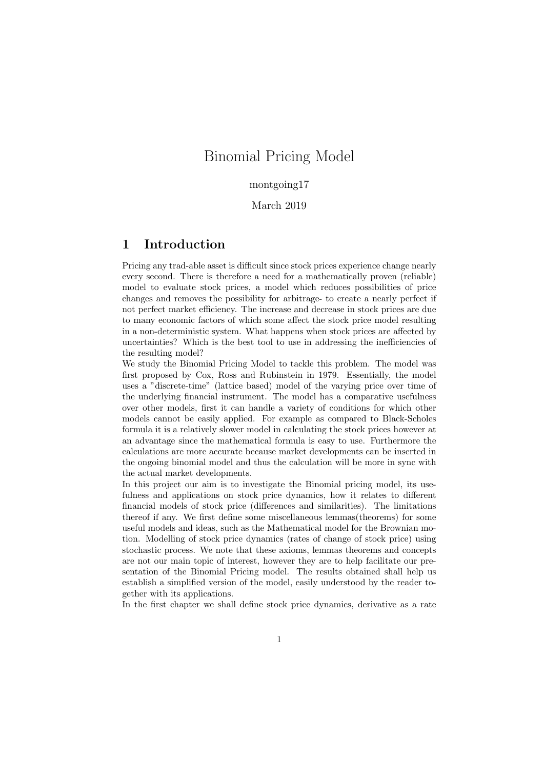# Binomial Pricing Model

montgoing17

March 2019

## 1 Introduction

Pricing any trad-able asset is difficult since stock prices experience change nearly every second. There is therefore a need for a mathematically proven (reliable) model to evaluate stock prices, a model which reduces possibilities of price changes and removes the possibility for arbitrage- to create a nearly perfect if not perfect market efficiency. The increase and decrease in stock prices are due to many economic factors of which some affect the stock price model resulting in a non-deterministic system. What happens when stock prices are affected by uncertainties? Which is the best tool to use in addressing the inefficiencies of the resulting model?

We study the Binomial Pricing Model to tackle this problem. The model was first proposed by Cox, Ross and Rubinstein in 1979. Essentially, the model uses a "discrete-time" (lattice based) model of the varying price over time of the underlying financial instrument. The model has a comparative usefulness over other models, first it can handle a variety of conditions for which other models cannot be easily applied. For example as compared to Black-Scholes formula it is a relatively slower model in calculating the stock prices however at an advantage since the mathematical formula is easy to use. Furthermore the calculations are more accurate because market developments can be inserted in the ongoing binomial model and thus the calculation will be more in sync with the actual market developments.

In this project our aim is to investigate the Binomial pricing model, its usefulness and applications on stock price dynamics, how it relates to different financial models of stock price (differences and similarities). The limitations thereof if any. We first define some miscellaneous lemmas(theorems) for some useful models and ideas, such as the Mathematical model for the Brownian motion. Modelling of stock price dynamics (rates of change of stock price) using stochastic process. We note that these axioms, lemmas theorems and concepts are not our main topic of interest, however they are to help facilitate our presentation of the Binomial Pricing model. The results obtained shall help us establish a simplified version of the model, easily understood by the reader together with its applications.

In the first chapter we shall define stock price dynamics, derivative as a rate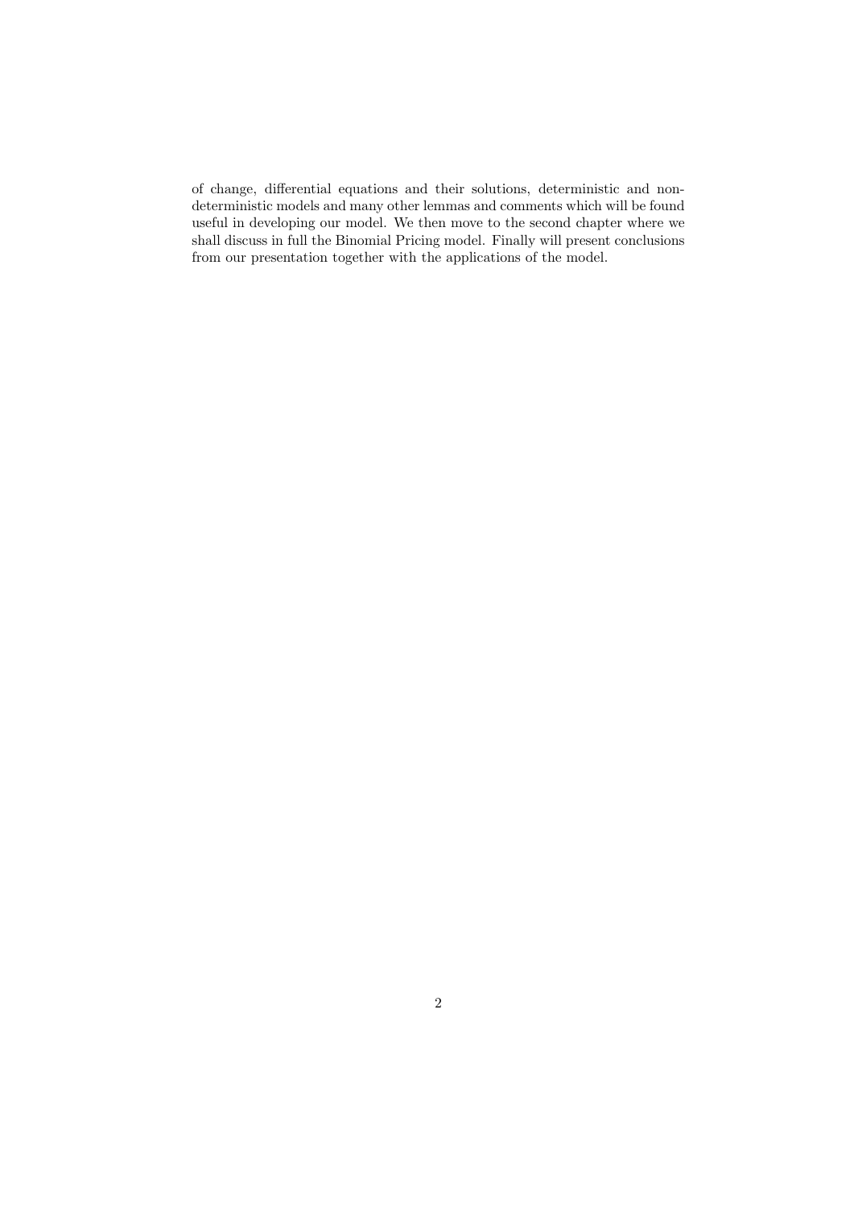of change, differential equations and their solutions, deterministic and non-deterministic models and many other lemmas and comments which will be found useful in developing our model. We then move to the second chapter where we shall discuss in full the Binomial Pricing model. Finally will present conclusions from our presentation together with the applications of the model.